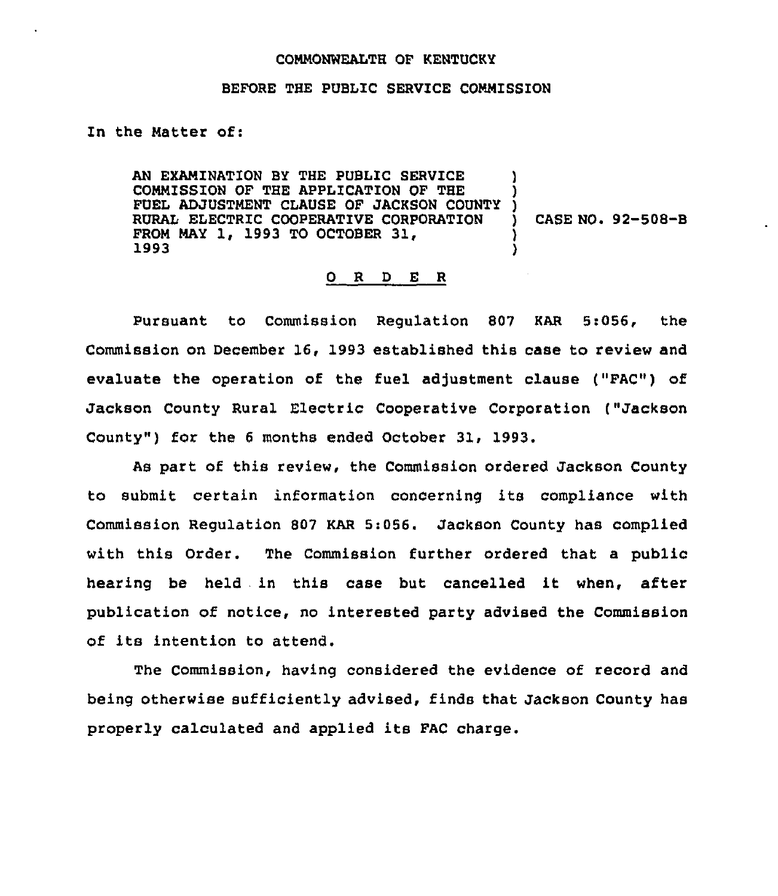COMMONWEALTH OF KENTUCKY

BEFORE THE PUBLIC SERVICE COMMISSION

In the Matter of:

AN EXAMINATION BY THE PUBLIC SERVICE COMMISSION OF THE APPLICATION OF THE FUEL ADJUSTMENT CLAUSE OF JACKSON COUNTY RURAL ELECTRIC COOPERATIVE CORPORATION FROM MAY 1, 1993 TO OCTOBER 31, 1993 ) CASE NO. 92-508-B

# O R D E R

Pursuant to Commission Regulation 807 KAR 5:056, the Commission on December 16, 1993 established this case to review and evaluate the operation of the fuel adjustment clause ("FAC") of Jackson County Rural Electric Cooperative Corporation ("Jackson County") for the 6 months ended October 31, 1993.

As part of this review, the Commission ordered Jackson County to submit certain information concerning its compliance with Commission Regulation 807 KAR 5:056. Jackson County has complied with this Order. The Commission further ordered that a public hearing be held in this case but cancelled it when, after publication of notice, no interested party advised the Commission of its intention to attend.

The Commission, having considered the evidence of record and being otherwise sufficiently advised, finds that Jackson County has properly calculated and applied its FAC charge.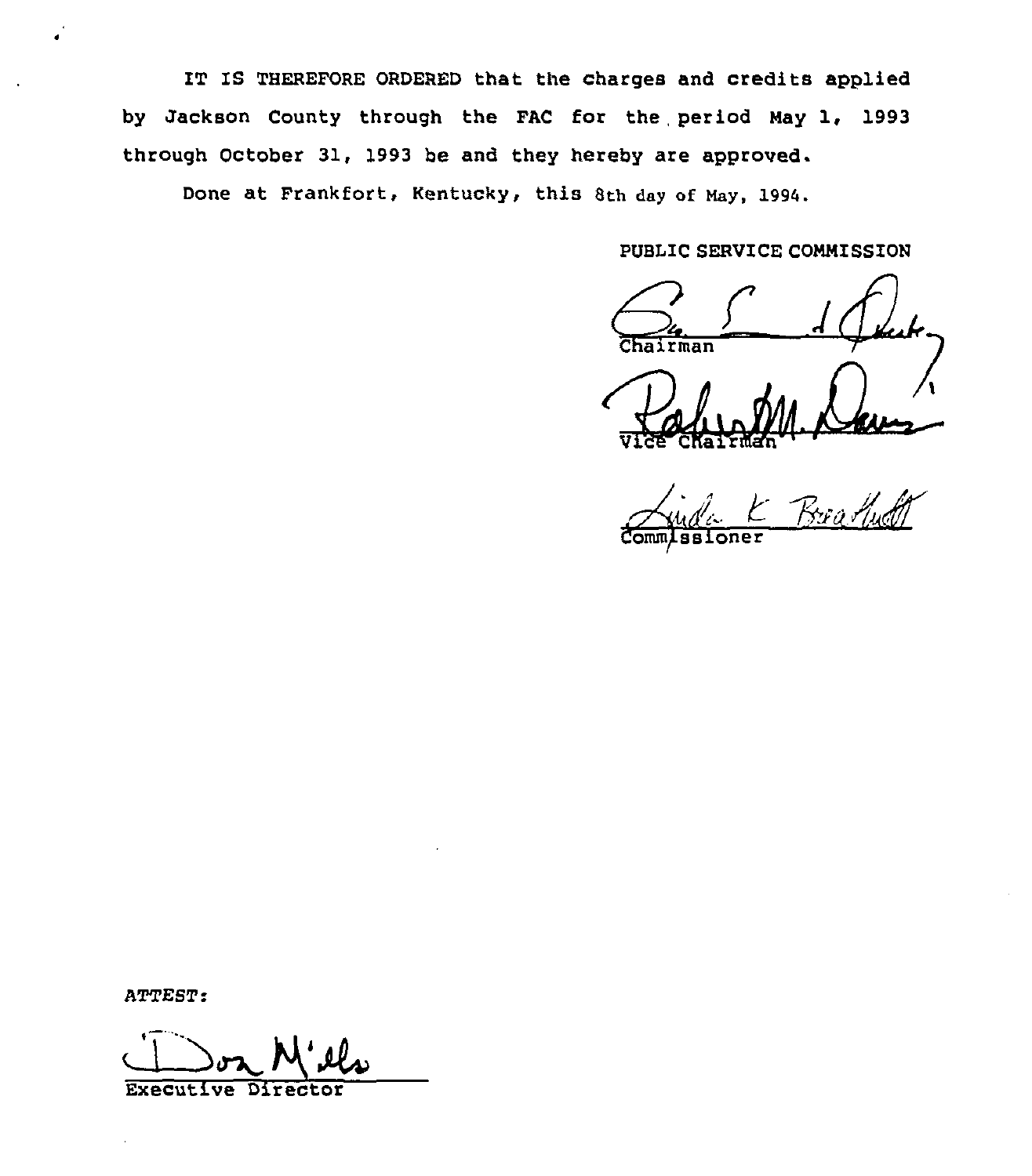IT IS THEREFORE ORDERED that the charges and credits applied by Jackson County through the FAC for the period May 1, 1993 through October 31, 1993 be and they hereby are approved.

Done at Frankfort, Kentucky, this 8th day of May, 1994.

PUBLIC SERVICE COMMISSION

Chairman

Vice Chairman

Commissioner

ATTEST:

Executive Director